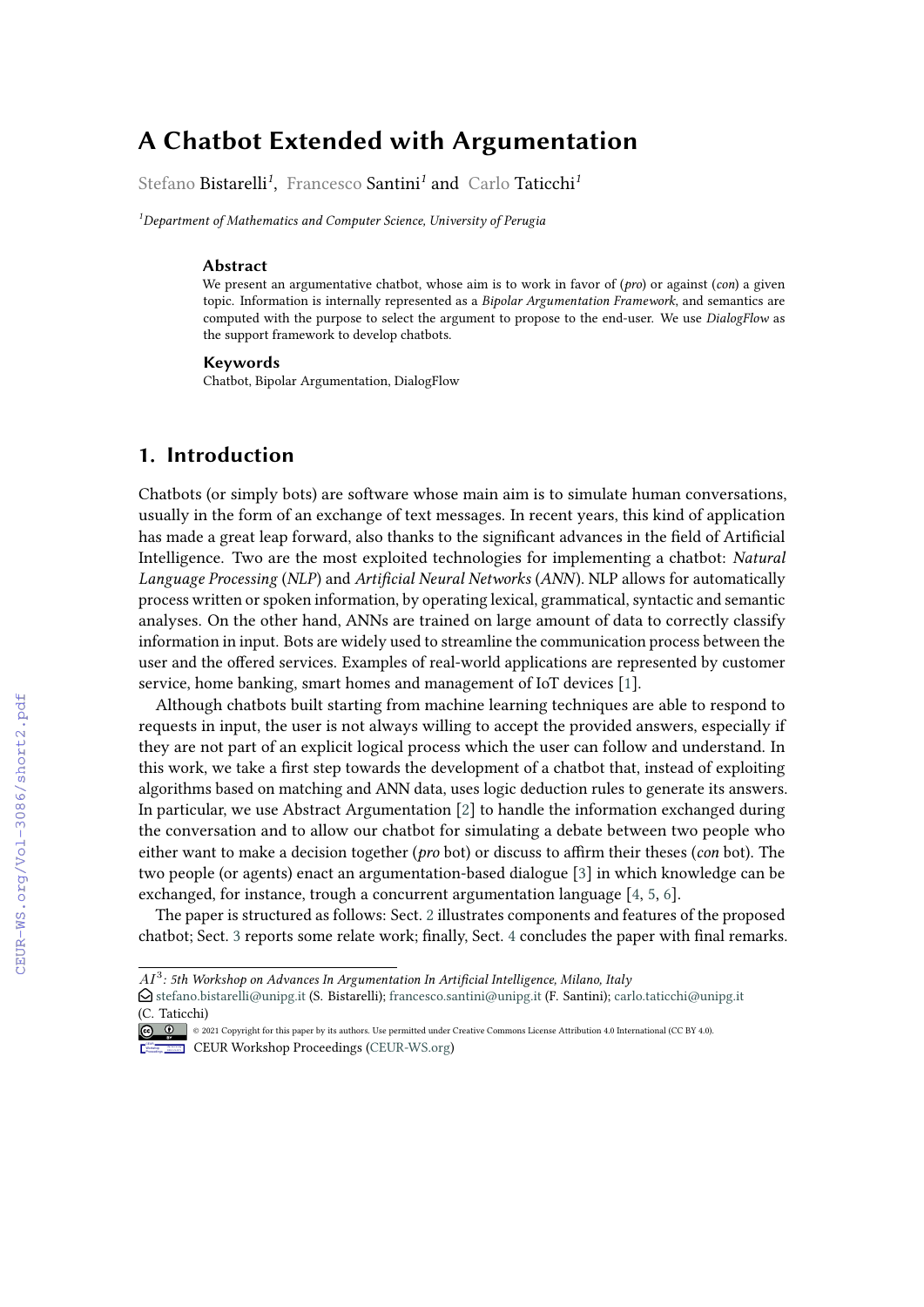# A Chatbot Extended with Argumentation

Stefano Bistarelli[1], Francesco Santini[1] and Carlo Taticchi[1]

[1]*Department of Mathematics and Computer Science, University of Perugia*

### Abstract

We present an argumentative chatbot, whose aim is to work in favor of (*pro*) or against (*con*) a given topic. Information is internally represented as a *Bipolar Argumentation Framework*, and semantics are computed with the purpose to select the argument to propose to the end-user. We use *DialogFlow* as the support framework to develop chatbots.

### Keywords

Chatbot, Bipolar Argumentation, DialogFlow

## 1. Introduction

Chatbots (or simply bots) are software whose main aim is to simulate human conversations, usually in the form of an exchange of text messages. In recent years, this kind of application has made a great leap forward, also thanks to the significant advances in the field of Artificial Intelligence. Two are the most exploited technologies for implementing a chatbot: *Natural Language Processing* (*NLP*) and *Artificial Neural Networks* (*ANN*). NLP allows for automatically process written or spoken information, by operating lexical, grammatical, syntactic and semantic analyses. On the other hand, ANNs are trained on large amount of data to correctly classify information in input. Bots are widely used to streamline the communication process between the user and the offered services. Examples of real-world applications are represented by customer service, home banking, smart homes and management of IoT devices [1].

Although chatbots built starting from machine learning techniques are able to respond to requests in input, the user is not always willing to accept the provided answers, especially if they are not part of an explicit logical process which the user can follow and understand. In this work, we take a first step towards the development of a chatbot that, instead of exploiting algorithms based on matching and ANN data, uses logic deduction rules to generate its answers. In particular, we use Abstract Argumentation [2] to handle the information exchanged during the conversation and to allow our chatbot for simulating a debate between two people who either want to make a decision together (*pro* bot) or discuss to affirm their theses (*con* bot). The two people (or agents) enact an argumentation-based dialogue [3] in which knowledge can be exchanged, for instance, trough a concurrent argumentation language [4, 5, 6].

The paper is structured as follows: Sect. 2 illustrates components and features of the proposed chatbot; Sect. 3 reports some relate work; finally, Sect. 4 concludes the paper with final remarks.

---

$AI^3$*: 5th Workshop on Advances In Argumentation In Artificial Intelligence, Milano, Italy*

stefano.bistarelli@unipg.it (S. Bistarelli); francesco.santini@unipg.it (F. Santini); carlo.taticchi@unipg.it (C. Taticchi)

© 2021 Copyright for this paper by its authors. Use permitted under Creative Commons License Attribution 4.0 International (CC BY 4.0).

CEUR Workshop Proceedings (CEUR-WS.org)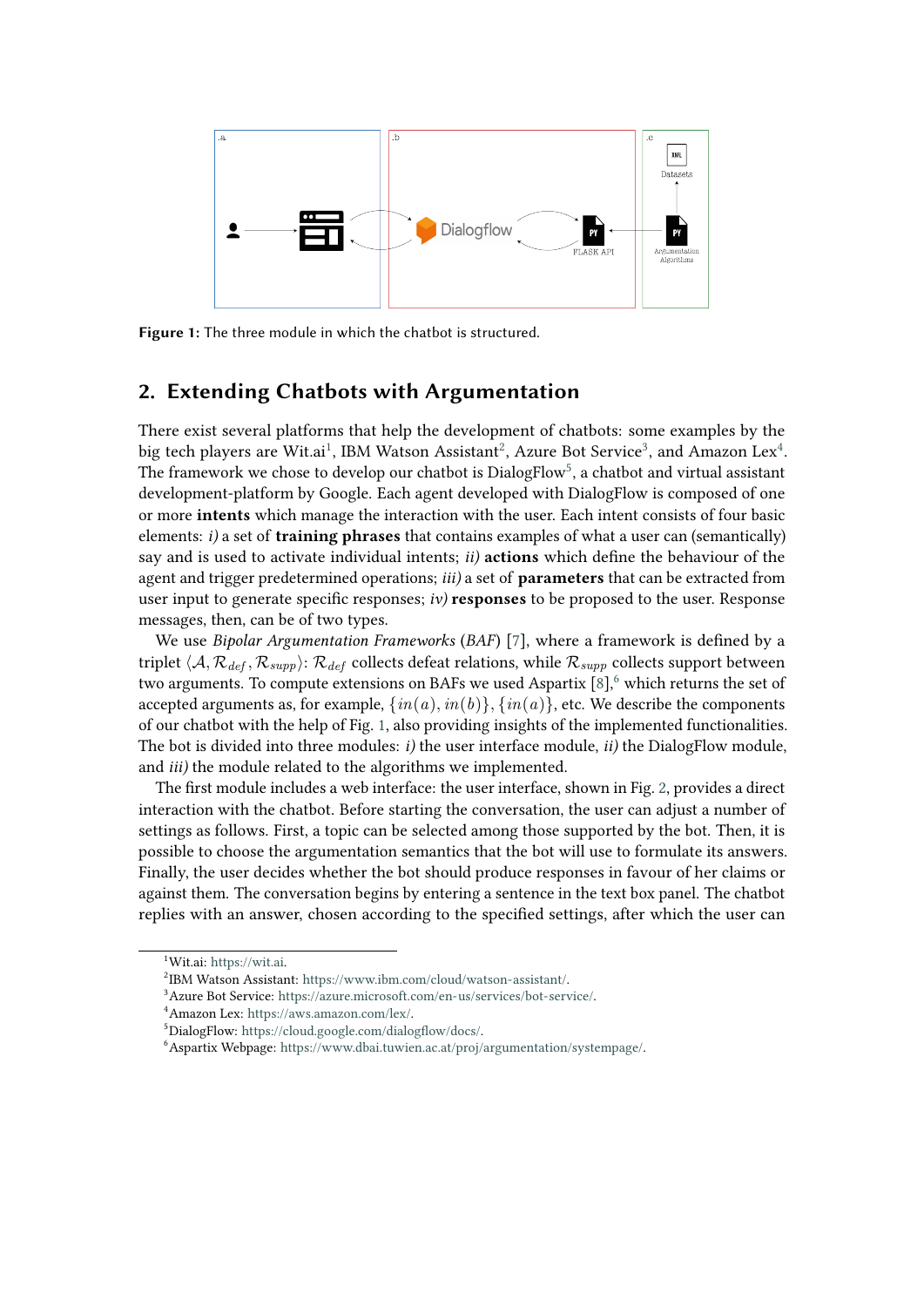Figure 1: The three module in which the chatbot is structured.

## 2. Extending Chatbots with Argumentation

There exist several platforms that help the development of chatbots: some examples by the big tech players are Wit.ai[1], IBM Watson Assistant[2], Azure Bot Service[3], and Amazon Lex[4]. The framework we chose to develop our chatbot is DialogFlow[5], a chatbot and virtual assistant development-platform by Google. Each agent developed with DialogFlow is composed of one or more **intents** which manage the interaction with the user. Each intent consists of four basic elements: *i)* a set of **training phrases** that contains examples of what a user can (semantically) say and is used to activate individual intents; *ii)* **actions** which define the behaviour of the agent and trigger predetermined operations; *iii)* a set of **parameters** that can be extracted from user input to generate specific responses; *iv)* **responses** to be proposed to the user. Response messages, then, can be of two types.

We use *Bipolar Argumentation Frameworks* (*BAF*) [7], where a framework is defined by a triplet $\langle \mathcal{A}, \mathcal{R}_{def}, \mathcal{R}_{supp} \rangle$: $\mathcal{R}_{def}$ collects defeat relations, while $\mathcal{R}_{supp}$ collects support between two arguments. To compute extensions on BAFs we used Aspartix [8],[6] which returns the set of accepted arguments as, for example, $\{in(a), in(b)\}$, $\{in(a)\}$, etc. We describe the components of our chatbot with the help of Fig. 1, also providing insights of the implemented functionalities. The bot is divided into three modules: *i)* the user interface module, *ii)* the DialogFlow module, and *iii)* the module related to the algorithms we implemented.

The first module includes a web interface: the user interface, shown in Fig. 2, provides a direct interaction with the chatbot. Before starting the conversation, the user can adjust a number of settings as follows. First, a topic can be selected among those supported by the bot. Then, it is possible to choose the argumentation semantics that the bot will use to formulate its answers. Finally, the user decides whether the bot should produce responses in favour of her claims or against them. The conversation begins by entering a sentence in the text box panel. The chatbot replies with an answer, chosen according to the specified settings, after which the user can

[1]Wit.ai: https://wit.ai.
[2]IBM Watson Assistant: https://www.ibm.com/cloud/watson-assistant/.
[3]Azure Bot Service: https://azure.microsoft.com/en-us/services/bot-service/.
[4]Amazon Lex: https://aws.amazon.com/lex/.
[5]DialogFlow: https://cloud.google.com/dialogflow/docs/.
[6]Aspartix Webpage: https://www.dbai.tuwien.ac.at/proj/argumentation/systempage/.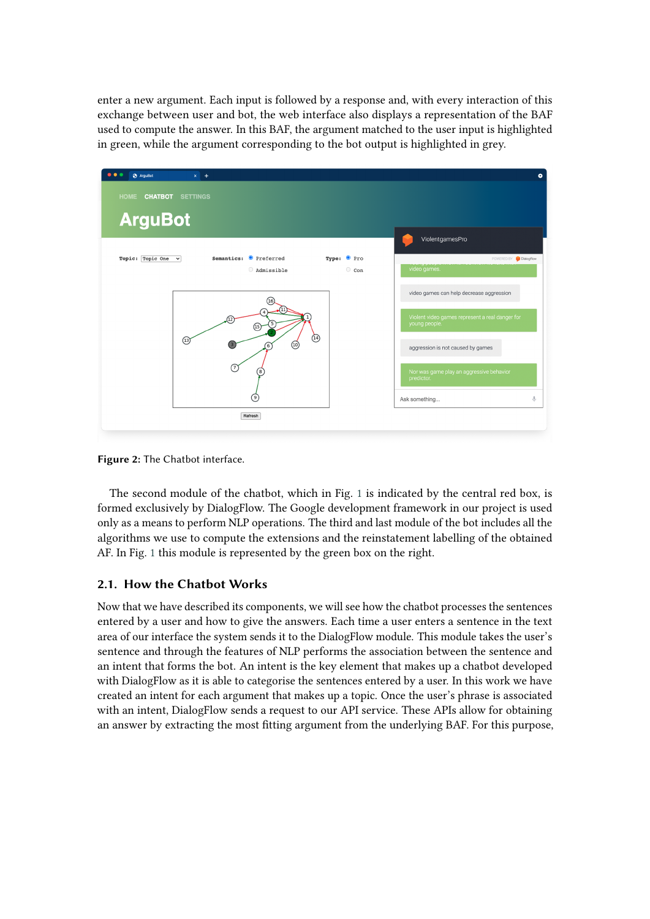enter a new argument. Each input is followed by a response and, with every interaction of this exchange between user and bot, the web interface also displays a representation of the BAF used to compute the answer. In this BAF, the argument matched to the user input is highlighted in green, while the argument corresponding to the bot output is highlighted in grey.

**Figure 2:** The Chatbot interface.

The second module of the chatbot, which in Fig. 1 is indicated by the central red box, is formed exclusively by DialogFlow. The Google development framework in our project is used only as a means to perform NLP operations. The third and last module of the bot includes all the algorithms we use to compute the extensions and the reinstatement labelling of the obtained AF. In Fig. 1 this module is represented by the green box on the right.

## 2.1. How the Chatbot Works

Now that we have described its components, we will see how the chatbot processes the sentences entered by a user and how to give the answers. Each time a user enters a sentence in the text area of our interface the system sends it to the DialogFlow module. This module takes the user's sentence and through the features of NLP performs the association between the sentence and an intent that forms the bot. An intent is the key element that makes up a chatbot developed with DialogFlow as it is able to categorise the sentences entered by a user. In this work we have created an intent for each argument that makes up a topic. Once the user's phrase is associated with an intent, DialogFlow sends a request to our API service. These APIs allow for obtaining an answer by extracting the most fitting argument from the underlying BAF. For this purpose,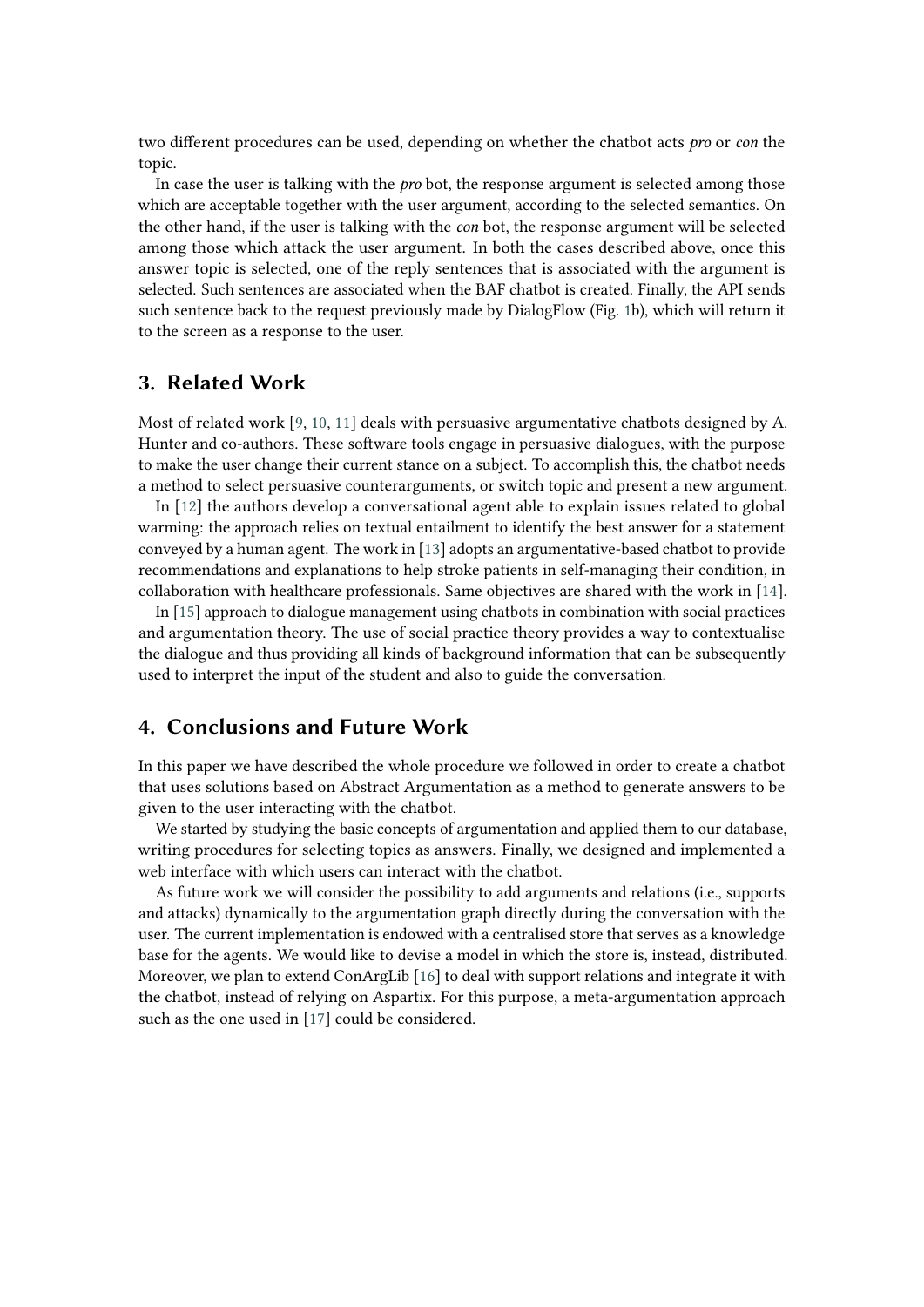two different procedures can be used, depending on whether the chatbot acts *pro* or *con* the topic.

In case the user is talking with the *pro* bot, the response argument is selected among those which are acceptable together with the user argument, according to the selected semantics. On the other hand, if the user is talking with the *con* bot, the response argument will be selected among those which attack the user argument. In both the cases described above, once this answer topic is selected, one of the reply sentences that is associated with the argument is selected. Such sentences are associated when the BAF chatbot is created. Finally, the API sends such sentence back to the request previously made by DialogFlow (Fig. 1b), which will return it to the screen as a response to the user.

## 3. Related Work

Most of related work [9, 10, 11] deals with persuasive argumentative chatbots designed by A. Hunter and co-authors. These software tools engage in persuasive dialogues, with the purpose to make the user change their current stance on a subject. To accomplish this, the chatbot needs a method to select persuasive counterarguments, or switch topic and present a new argument.

In [12] the authors develop a conversational agent able to explain issues related to global warming: the approach relies on textual entailment to identify the best answer for a statement conveyed by a human agent. The work in [13] adopts an argumentative-based chatbot to provide recommendations and explanations to help stroke patients in self-managing their condition, in collaboration with healthcare professionals. Same objectives are shared with the work in [14].

In [15] approach to dialogue management using chatbots in combination with social practices and argumentation theory. The use of social practice theory provides a way to contextualise the dialogue and thus providing all kinds of background information that can be subsequently used to interpret the input of the student and also to guide the conversation.

## 4. Conclusions and Future Work

In this paper we have described the whole procedure we followed in order to create a chatbot that uses solutions based on Abstract Argumentation as a method to generate answers to be given to the user interacting with the chatbot.

We started by studying the basic concepts of argumentation and applied them to our database, writing procedures for selecting topics as answers. Finally, we designed and implemented a web interface with which users can interact with the chatbot.

As future work we will consider the possibility to add arguments and relations (i.e., supports and attacks) dynamically to the argumentation graph directly during the conversation with the user. The current implementation is endowed with a centralised store that serves as a knowledge base for the agents. We would like to devise a model in which the store is, instead, distributed. Moreover, we plan to extend ConArgLib [16] to deal with support relations and integrate it with the chatbot, instead of relying on Aspartix. For this purpose, a meta-argumentation approach such as the one used in [17] could be considered.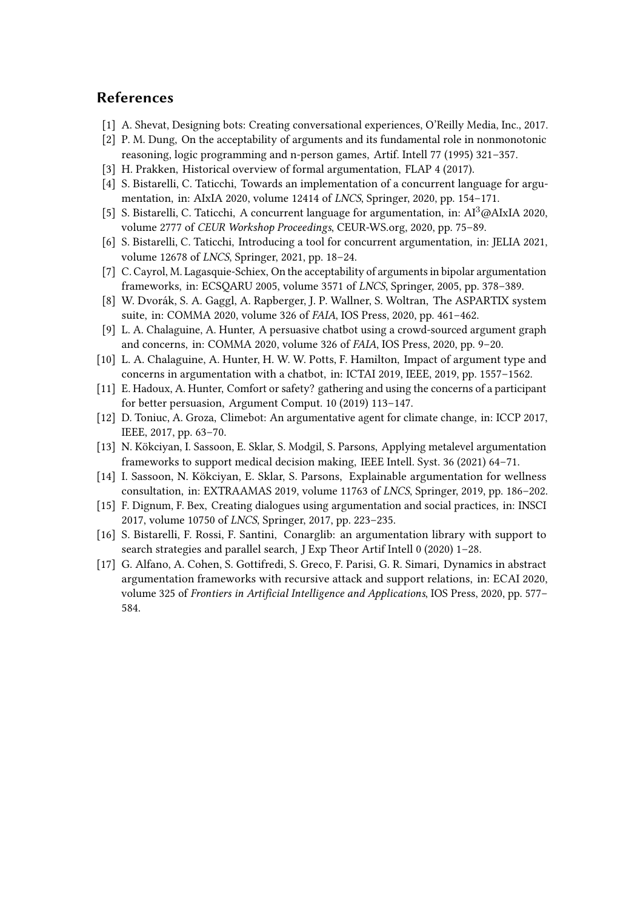## References

[1] A. Shevat, Designing bots: Creating conversational experiences, O'Reilly Media, Inc., 2017.

[2] P. M. Dung, On the acceptability of arguments and its fundamental role in nonmonotonic reasoning, logic programming and n-person games, Artif. Intell 77 (1995) 321–357.

[3] H. Prakken, Historical overview of formal argumentation, FLAP 4 (2017).

[4] S. Bistarelli, C. Taticchi, Towards an implementation of a concurrent language for argumentation, in: AIxIA 2020, volume 12414 of *LNCS*, Springer, 2020, pp. 154–171.

[5] S. Bistarelli, C. Taticchi, A concurrent language for argumentation, in: $AI^3$@AIxIA 2020, volume 2777 of *CEUR Workshop Proceedings*, CEUR-WS.org, 2020, pp. 75–89.

[6] S. Bistarelli, C. Taticchi, Introducing a tool for concurrent argumentation, in: JELIA 2021, volume 12678 of *LNCS*, Springer, 2021, pp. 18–24.

[7] C. Cayrol, M. Lagasquie-Schiex, On the acceptability of arguments in bipolar argumentation frameworks, in: ECSQARU 2005, volume 3571 of *LNCS*, Springer, 2005, pp. 378–389.

[8] W. Dvorák, S. A. Gaggl, A. Rapberger, J. P. Wallner, S. Woltran, The ASPARTIX system suite, in: COMMA 2020, volume 326 of *FAIA*, IOS Press, 2020, pp. 461–462.

[9] L. A. Chalaguine, A. Hunter, A persuasive chatbot using a crowd-sourced argument graph and concerns, in: COMMA 2020, volume 326 of *FAIA*, IOS Press, 2020, pp. 9–20.

[10] L. A. Chalaguine, A. Hunter, H. W. W. Potts, F. Hamilton, Impact of argument type and concerns in argumentation with a chatbot, in: ICTAI 2019, IEEE, 2019, pp. 1557–1562.

[11] E. Hadoux, A. Hunter, Comfort or safety? gathering and using the concerns of a participant for better persuasion, Argument Comput. 10 (2019) 113–147.

[12] D. Toniuc, A. Groza, Climebot: An argumentative agent for climate change, in: ICCP 2017, IEEE, 2017, pp. 63–70.

[13] N. Kökciyan, I. Sassoon, E. Sklar, S. Modgil, S. Parsons, Applying metalevel argumentation frameworks to support medical decision making, IEEE Intell. Syst. 36 (2021) 64–71.

[14] I. Sassoon, N. Kökciyan, E. Sklar, S. Parsons, Explainable argumentation for wellness consultation, in: EXTRAAMAS 2019, volume 11763 of *LNCS*, Springer, 2019, pp. 186–202.

[15] F. Dignum, F. Bex, Creating dialogues using argumentation and social practices, in: INSCI 2017, volume 10750 of *LNCS*, Springer, 2017, pp. 223–235.

[16] S. Bistarelli, F. Rossi, F. Santini, Conarglib: an argumentation library with support to search strategies and parallel search, J Exp Theor Artif Intell 0 (2020) 1–28.

[17] G. Alfano, A. Cohen, S. Gottifredi, S. Greco, F. Parisi, G. R. Simari, Dynamics in abstract argumentation frameworks with recursive attack and support relations, in: ECAI 2020, volume 325 of *Frontiers in Artificial Intelligence and Applications*, IOS Press, 2020, pp. 577–584.